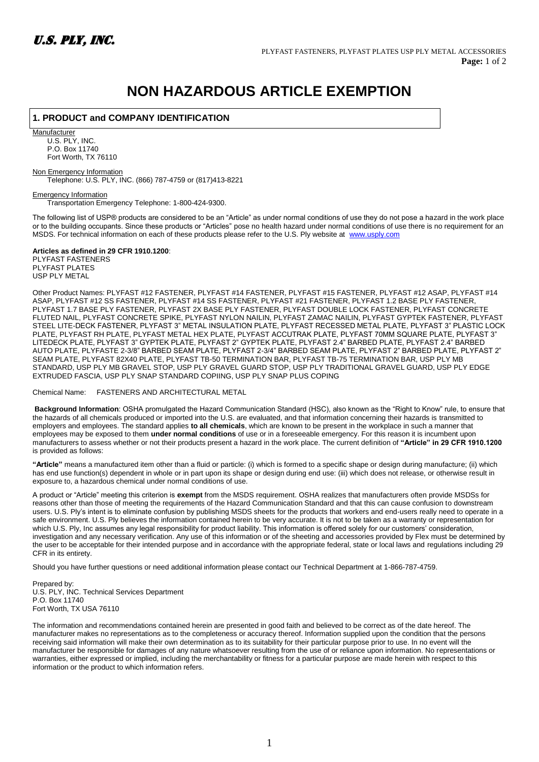# NON HAZARDOUS ARTICLE EXEMPTION

## 1. PRODUCT and COMPANY IDENTIFICATION

Manufacturer

U.S. PLY, INC.
P.O. Box 11740
Fort Worth, TX 76110

Non Emergency Information

Telephone: U.S. PLY, INC. (866) 787-4759 or (817)413-8221

Emergency Information

Transportation Emergency Telephone: 1-800-424-9300.

The following list of USP® products are considered to be an "Article" as under normal conditions of use they do not pose a hazard in the work place or to the building occupants. Since these products or "Articles" pose no health hazard under normal conditions of use there is no requirement for an MSDS. For technical information on each of these products please refer to the U.S. Ply website at www.usply.com

**Articles as defined in 29 CFR 1910.1200**:
PLYFAST FASTENERS
PLYFAST PLATES
USP PLY METAL

Other Product Names: PLYFAST #12 FASTENER, PLYFAST #14 FASTENER, PLYFAST #15 FASTENER, PLYFAST #12 ASAP, PLYFAST #14 ASAP, PLYFAST #12 SS FASTENER, PLYFAST #14 SS FASTENER, PLYFAST #21 FASTENER, PLYFAST 1.2 BASE PLY FASTENER, PLYFAST 1.7 BASE PLY FASTENER, PLYFAST 2X BASE PLY FASTENER, PLYFAST DOUBLE LOCK FASTENER, PLYFAST CONCRETE FLUTED NAIL, PLYFAST CONCRETE SPIKE, PLYFAST NYLON NAILIN, PLYFAST ZAMAC NAILIN, PLYFAST GYPTEK FASTENER, PLYFAST STEEL LITE-DECK FASTENER, PLYFAST 3" METAL INSULATION PLATE, PLYFAST RECESSED METAL PLATE, PLYFAST 3" PLASTIC LOCK PLATE, PLYFAST RH PLATE, PLYFAST METAL HEX PLATE, PLYFAST ACCUTRAK PLATE, PLYFAST 70MM SQUARE PLATE, PLYFAST 3" LITEDECK PLATE, PLYFAST 3" GYPTEK PLATE, PLYFAST 2" GYPTEK PLATE, PLYFAST 2.4" BARBED PLATE, PLYFAST 2.4" BARBED AUTO PLATE, PLYFASTE 2-3/8" BARBED SEAM PLATE, PLYFAST 2-3/4" BARBED SEAM PLATE, PLYFAST 2" BARBED PLATE, PLYFAST 2" SEAM PLATE, PLYFAST 82X40 PLATE, PLYFAST TB-50 TERMINATION BAR, PLYFAST TB-75 TERMINATION BAR, USP PLY MB STANDARD, USP PLY MB GRAVEL STOP, USP PLY GRAVEL GUARD STOP, USP PLY TRADITIONAL GRAVEL GUARD, USP PLY EDGE EXTRUDED FASCIA, USP PLY SNAP STANDARD COPIING, USP PLY SNAP PLUS COPING

Chemical Name: FASTENERS AND ARCHITECTURAL METAL

**Background Information**: OSHA promulgated the Hazard Communication Standard (HSC), also known as the "Right to Know" rule, to ensure that the hazards of all chemicals produced or imported into the U.S. are evaluated, and that information concerning their hazards is transmitted to employers and employees. The standard applies **to all chemicals**, which are known to be present in the workplace in such a manner that employees may be exposed to them **under normal conditions** of use or in a foreseeable emergency. For this reason it is incumbent upon manufacturers to assess whether or not their products present a hazard in the work place. The current definition of **"Article" in 29 CFR 1910.1200** is provided as follows:

**"Article"** means a manufactured item other than a fluid or particle: (i) which is formed to a specific shape or design during manufacture; (ii) which has end use function(s) dependent in whole or in part upon its shape or design during end use: (iii) which does not release, or otherwise result in exposure to, a hazardous chemical under normal conditions of use.

A product or "Article" meeting this criterion is **exempt** from the MSDS requirement. OSHA realizes that manufacturers often provide MSDSs for reasons other than those of meeting the requirements of the Hazard Communication Standard and that this can cause confusion to downstream users. U.S. Ply's intent is to eliminate confusion by publishing MSDS sheets for the products that workers and end-users really need to operate in a safe environment. U.S. Ply believes the information contained herein to be very accurate. It is not to be taken as a warranty or representation for which U.S. Ply, Inc assumes any legal responsibility for product liability. This information is offered solely for our customers' consideration, investigation and any necessary verification. Any use of this information or of the sheeting and accessories provided by Flex must be determined by the user to be acceptable for their intended purpose and in accordance with the appropriate federal, state or local laws and regulations including 29 CFR in its entirety.

Should you have further questions or need additional information please contact our Technical Department at 1-866-787-4759.

Prepared by:
U.S. PLY, INC. Technical Services Department
P.O. Box 11740
Fort Worth, TX USA 76110

The information and recommendations contained herein are presented in good faith and believed to be correct as of the date hereof. The manufacturer makes no representations as to the completeness or accuracy thereof. Information supplied upon the condition that the persons receiving said information will make their own determination as to its suitability for their particular purpose prior to use. In no event will the manufacturer be responsible for damages of any nature whatsoever resulting from the use of or reliance upon information. No representations or warranties, either expressed or implied, including the merchantability or fitness for a particular purpose are made herein with respect to this information or the product to which information refers.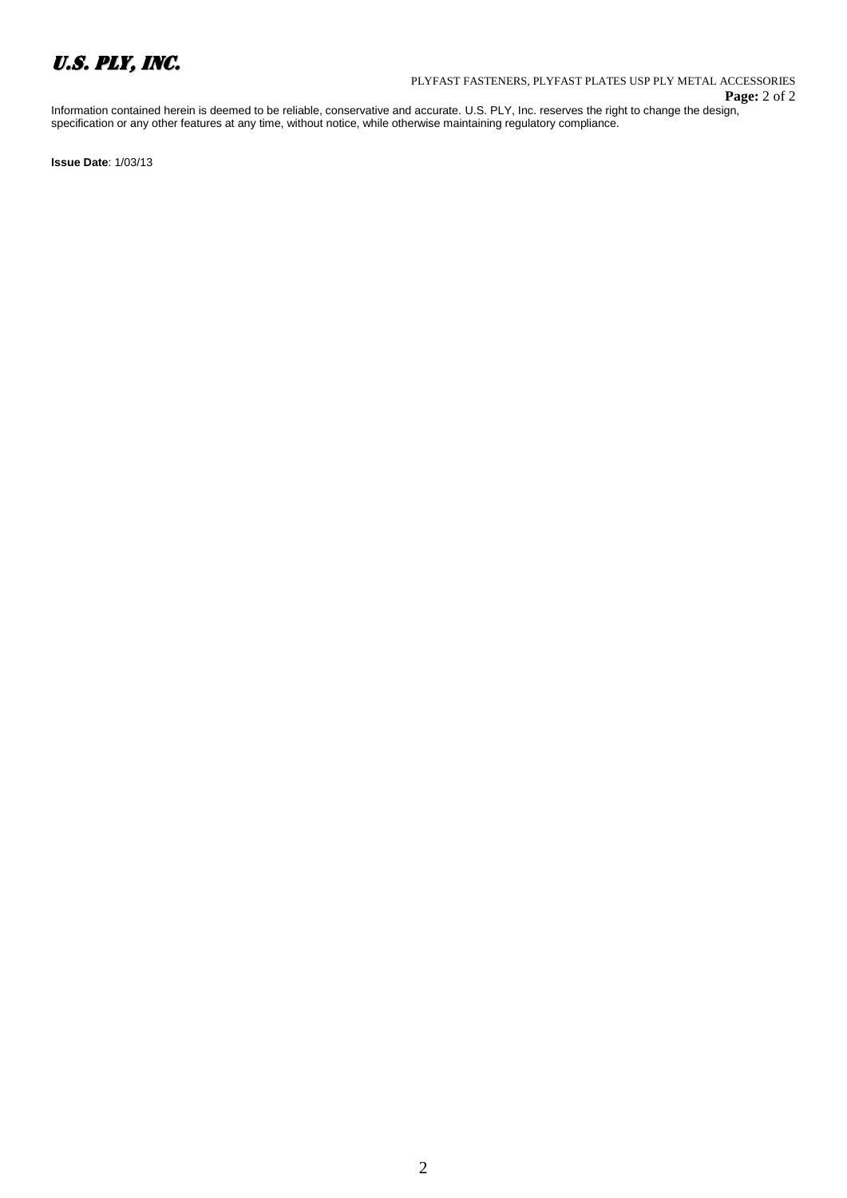Information contained herein is deemed to be reliable, conservative and accurate. U.S. PLY, Inc. reserves the right to change the design, specification or any other features at any time, without notice, while otherwise maintaining regulatory compliance.

**Issue Date**: 1/03/13